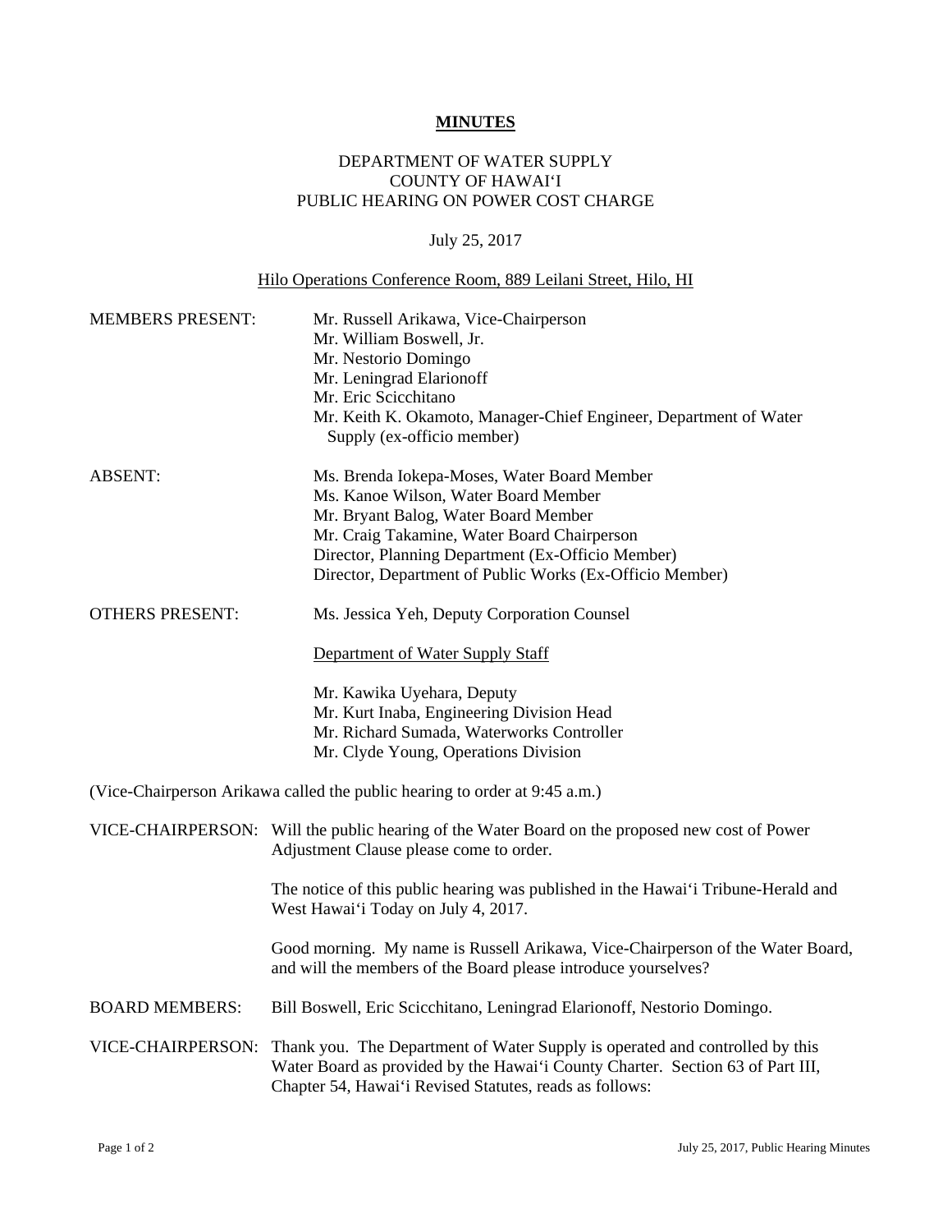**MINUTES**

DEPARTMENT OF WATER SUPPLY
COUNTY OF HAWAI'I
PUBLIC HEARING ON POWER COST CHARGE

July 25, 2017

Hilo Operations Conference Room, 889 Leilani Street, Hilo, HI

MEMBERS PRESENT: Mr. Russell Arikawa, Vice-Chairperson
Mr. William Boswell, Jr.
Mr. Nestorio Domingo
Mr. Leningrad Elarionoff
Mr. Eric Scicchitano
Mr. Keith K. Okamoto, Manager-Chief Engineer, Department of Water Supply (ex-officio member)

ABSENT: Ms. Brenda Iokepa-Moses, Water Board Member
Ms. Kanoe Wilson, Water Board Member
Mr. Bryant Balog, Water Board Member
Mr. Craig Takamine, Water Board Chairperson
Director, Planning Department (Ex-Officio Member)
Director, Department of Public Works (Ex-Officio Member)

OTHERS PRESENT: Ms. Jessica Yeh, Deputy Corporation Counsel

Department of Water Supply Staff

Mr. Kawika Uyehara, Deputy
Mr. Kurt Inaba, Engineering Division Head
Mr. Richard Sumada, Waterworks Controller
Mr. Clyde Young, Operations Division

(Vice-Chairperson Arikawa called the public hearing to order at 9:45 a.m.)

VICE-CHAIRPERSON: Will the public hearing of the Water Board on the proposed new cost of Power Adjustment Clause please come to order.

The notice of this public hearing was published in the Hawai'i Tribune-Herald and West Hawai'i Today on July 4, 2017.

Good morning. My name is Russell Arikawa, Vice-Chairperson of the Water Board, and will the members of the Board please introduce yourselves?

BOARD MEMBERS: Bill Boswell, Eric Scicchitano, Leningrad Elarionoff, Nestorio Domingo.

VICE-CHAIRPERSON: Thank you. The Department of Water Supply is operated and controlled by this Water Board as provided by the Hawai'i County Charter. Section 63 of Part III, Chapter 54, Hawai'i Revised Statutes, reads as follows: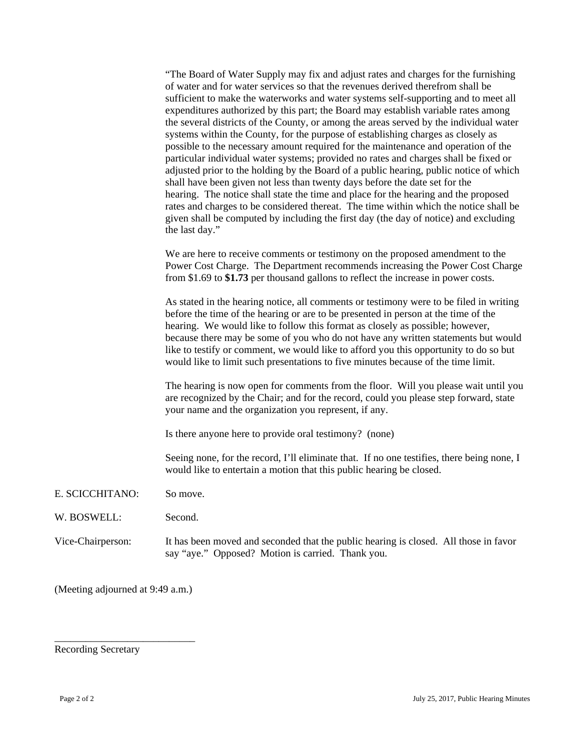"The Board of Water Supply may fix and adjust rates and charges for the furnishing of water and for water services so that the revenues derived therefrom shall be sufficient to make the waterworks and water systems self-supporting and to meet all expenditures authorized by this part; the Board may establish variable rates among the several districts of the County, or among the areas served by the individual water systems within the County, for the purpose of establishing charges as closely as possible to the necessary amount required for the maintenance and operation of the particular individual water systems; provided no rates and charges shall be fixed or adjusted prior to the holding by the Board of a public hearing, public notice of which shall have been given not less than twenty days before the date set for the hearing. The notice shall state the time and place for the hearing and the proposed rates and charges to be considered thereat. The time within which the notice shall be given shall be computed by including the first day (the day of notice) and excluding the last day."

We are here to receive comments or testimony on the proposed amendment to the Power Cost Charge. The Department recommends increasing the Power Cost Charge from $1.69 to **$1.73** per thousand gallons to reflect the increase in power costs.

As stated in the hearing notice, all comments or testimony were to be filed in writing before the time of the hearing or are to be presented in person at the time of the hearing. We would like to follow this format as closely as possible; however, because there may be some of you who do not have any written statements but would like to testify or comment, we would like to afford you this opportunity to do so but would like to limit such presentations to five minutes because of the time limit.

The hearing is now open for comments from the floor. Will you please wait until you are recognized by the Chair; and for the record, could you please step forward, state your name and the organization you represent, if any.

Is there anyone here to provide oral testimony? (none)

Seeing none, for the record, I'll eliminate that. If no one testifies, there being none, I would like to entertain a motion that this public hearing be closed.

E. SCICCHITANO: So move.

W. BOSWELL: Second.

Vice-Chairperson: It has been moved and seconded that the public hearing is closed. All those in favor say "aye." Opposed? Motion is carried. Thank you.

(Meeting adjourned at 9:49 a.m.)

\_\_\_\_\_\_\_\_\_\_\_\_\_\_\_\_\_\_\_\_\_\_\_\_\_\_\_\_

Recording Secretary